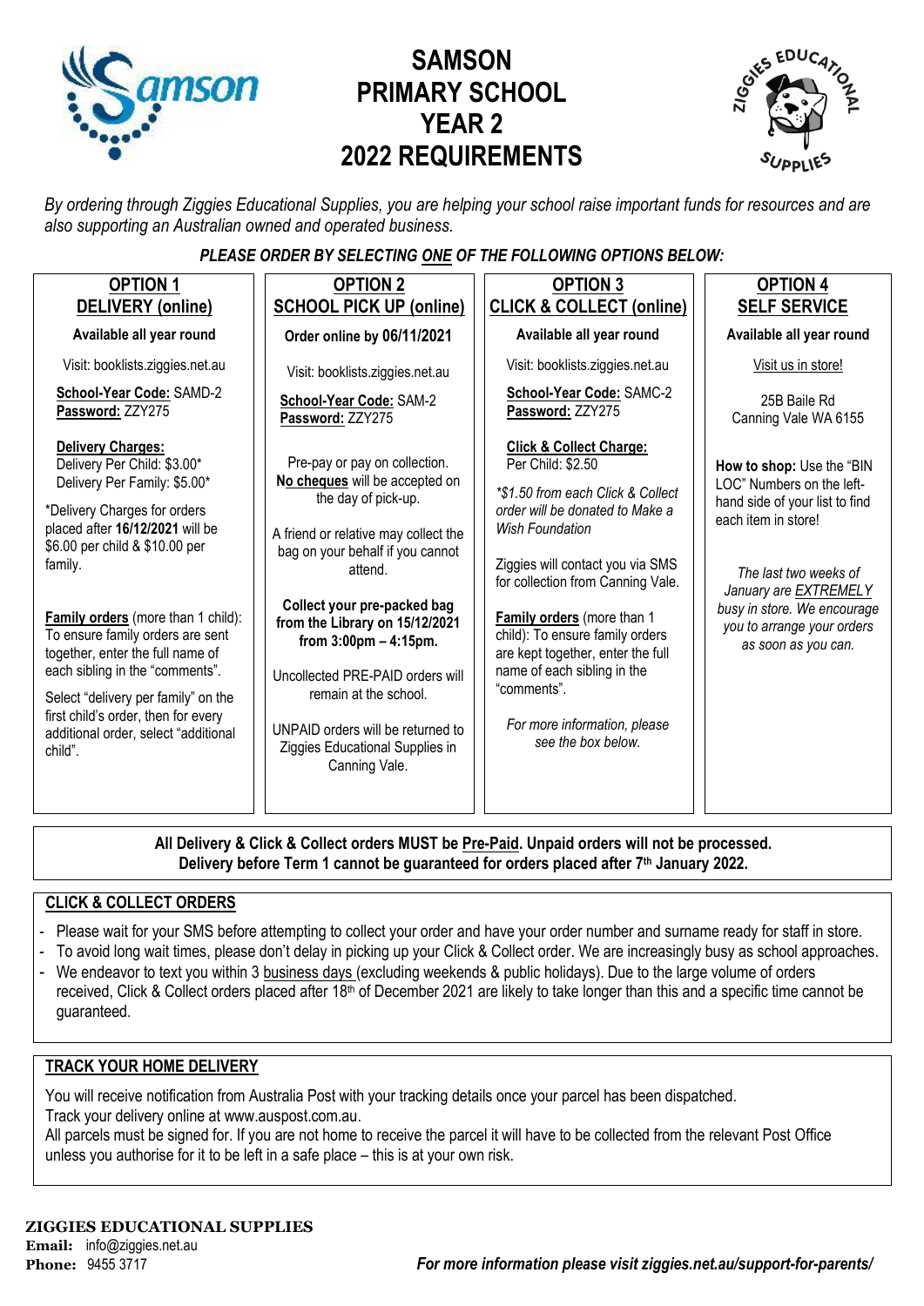# SAMSON PRIMARY SCHOOL YEAR 2 2022 REQUIREMENTS

*By ordering through Ziggies Educational Supplies, you are helping your school raise important funds for resources and are also supporting an Australian owned and operated business.*

***PLEASE ORDER BY SELECTING ONE OF THE FOLLOWING OPTIONS BELOW:***

| **OPTION 1 DELIVERY (online)** | **OPTION 2 SCHOOL PICK UP (online)** | **OPTION 3 CLICK & COLLECT (online)** | **OPTION 4 SELF SERVICE** |
|---|---|---|---|
| **Available all year round** | **Order online by 06/11/2021** | **Available all year round** | **Available all year round** |
| Visit: booklists.ziggies.net.au | Visit: booklists.ziggies.net.au | Visit: booklists.ziggies.net.au | Visit us in store! |
| **School-Year Code:** SAMD-2 **Password:** ZZY275 | **School-Year Code:** SAM-2 **Password:** ZZY275 | **School-Year Code:** SAMC-2 **Password:** ZZY275 | 25B Baile Rd Canning Vale WA 6155 |
| **Delivery Charges:** Delivery Per Child: $3.00* Delivery Per Family: $5.00* *Delivery Charges for orders placed after **16/12/2021** will be $6.00 per child & $10.00 per family. | Pre-pay or pay on collection. **No cheques** will be accepted on the day of pick-up. A friend or relative may collect the bag on your behalf if you cannot attend. | **Click & Collect Charge:** Per Child: $2.50 *\*$1.50 from each Click & Collect order will be donated to Make a Wish Foundation* Ziggies will contact you via SMS for collection from Canning Vale. | **How to shop:** Use the "BIN LOC" Numbers on the left-hand side of your list to find each item in store! |
| **Family orders** (more than 1 child): To ensure family orders are sent together, enter the full name of each sibling in the "comments". Select "delivery per family" on the first child's order, then for every additional order, select "additional child". | **Collect your pre-packed bag from the Library on 15/12/2021 from 3:00pm – 4:15pm.** Uncollected PRE-PAID orders will remain at the school. UNPAID orders will be returned to Ziggies Educational Supplies in Canning Vale. | **Family orders** (more than 1 child): To ensure family orders are kept together, enter the full name of each sibling in the "comments". *For more information, please see the box below.* | *The last two weeks of January are EXTREMELY busy in store. We encourage you to arrange your orders as soon as you can.* |

**All Delivery & Click & Collect orders MUST be Pre-Paid. Unpaid orders will not be processed.**
**Delivery before Term 1 cannot be guaranteed for orders placed after 7th January 2022.**

## CLICK & COLLECT ORDERS

- Please wait for your SMS before attempting to collect your order and have your order number and surname ready for staff in store.
- To avoid long wait times, please don't delay in picking up your Click & Collect order. We are increasingly busy as school approaches.
- We endeavor to text you within 3 business days (excluding weekends & public holidays). Due to the large volume of orders received, Click & Collect orders placed after 18th of December 2021 are likely to take longer than this and a specific time cannot be guaranteed.

## TRACK YOUR HOME DELIVERY

You will receive notification from Australia Post with your tracking details once your parcel has been dispatched.
Track your delivery online at www.auspost.com.au.
All parcels must be signed for. If you are not home to receive the parcel it will have to be collected from the relevant Post Office unless you authorise for it to be left in a safe place – this is at your own risk.

**ZIGGIES EDUCATIONAL SUPPLIES**
**Email:** info@ziggies.net.au
**Phone:** 9455 3717

***For more information please visit ziggies.net.au/support-for-parents/***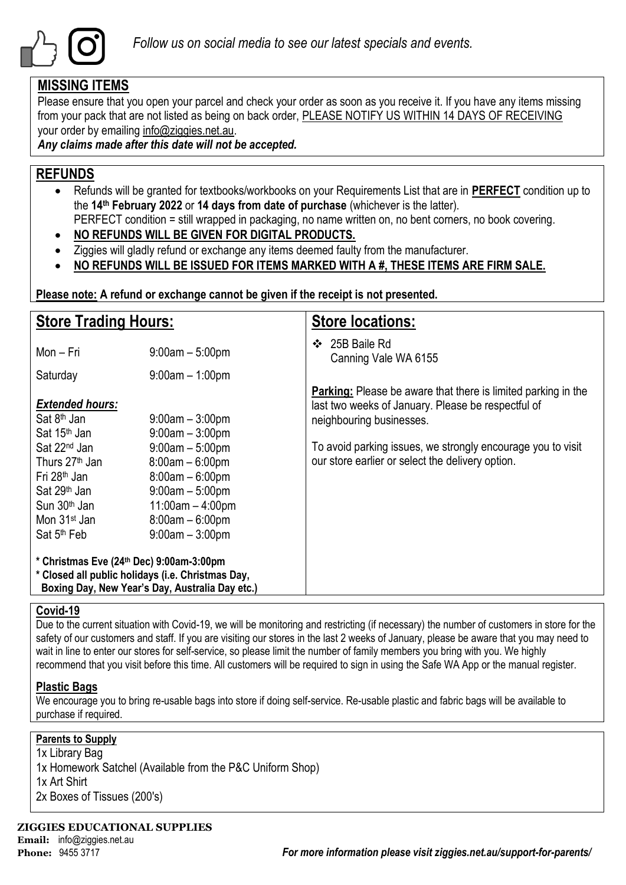*Follow us on social media to see our latest specials and events.*

## MISSING ITEMS

Please ensure that you open your parcel and check your order as soon as you receive it. If you have any items missing from your pack that are not listed as being on back order, PLEASE NOTIFY US WITHIN 14 DAYS OF RECEIVING your order by emailing info@ziggies.net.au.

***Any claims made after this date will not be accepted.***

## REFUNDS

- Refunds will be granted for textbooks/workbooks on your Requirements List that are in **PERFECT** condition up to the **14th February 2022** or **14 days from date of purchase** (whichever is the latter).
  PERFECT condition = still wrapped in packaging, no name written on, no bent corners, no book covering.
- **NO REFUNDS WILL BE GIVEN FOR DIGITAL PRODUCTS.**
- Ziggies will gladly refund or exchange any items deemed faulty from the manufacturer.
- **NO REFUNDS WILL BE ISSUED FOR ITEMS MARKED WITH A #, THESE ITEMS ARE FIRM SALE.**

**Please note: A refund or exchange cannot be given if the receipt is not presented.**

## Store Trading Hours:

| | |
|---|---|
| Mon – Fri | 9:00am – 5:00pm |
| Saturday | 9:00am – 1:00pm |

***Extended hours:***

| | |
|---|---|
| Sat 8th Jan | 9:00am – 3:00pm |
| Sat 15th Jan | 9:00am – 3:00pm |
| Sat 22nd Jan | 9:00am – 5:00pm |
| Thurs 27th Jan | 8:00am – 6:00pm |
| Fri 28th Jan | 8:00am – 6:00pm |
| Sat 29th Jan | 9:00am – 5:00pm |
| Sun 30th Jan | 11:00am – 4:00pm |
| Mon 31st Jan | 8:00am – 6:00pm |
| Sat 5th Feb | 9:00am – 3:00pm |

**\* Christmas Eve (24th Dec) 9:00am-3:00pm**
**\* Closed all public holidays (i.e. Christmas Day, Boxing Day, New Year's Day, Australia Day etc.)**

## Store locations:

- 25B Baile Rd
  Canning Vale WA 6155

**Parking:** Please be aware that there is limited parking in the last two weeks of January. Please be respectful of neighbouring businesses.

To avoid parking issues, we strongly encourage you to visit our store earlier or select the delivery option.

### Covid-19

Due to the current situation with Covid-19, we will be monitoring and restricting (if necessary) the number of customers in store for the safety of our customers and staff. If you are visiting our stores in the last 2 weeks of January, please be aware that you may need to wait in line to enter our stores for self-service, so please limit the number of family members you bring with you. We highly recommend that you visit before this time. All customers will be required to sign in using the Safe WA App or the manual register.

### Plastic Bags

We encourage you to bring re-usable bags into store if doing self-service. Re-usable plastic and fabric bags will be available to purchase if required.

### Parents to Supply

1x Library Bag
1x Homework Satchel (Available from the P&C Uniform Shop)
1x Art Shirt
2x Boxes of Tissues (200's)

**ZIGGIES EDUCATIONAL SUPPLIES**
**Email:** info@ziggies.net.au
**Phone:** 9455 3717

***For more information please visit ziggies.net.au/support-for-parents/***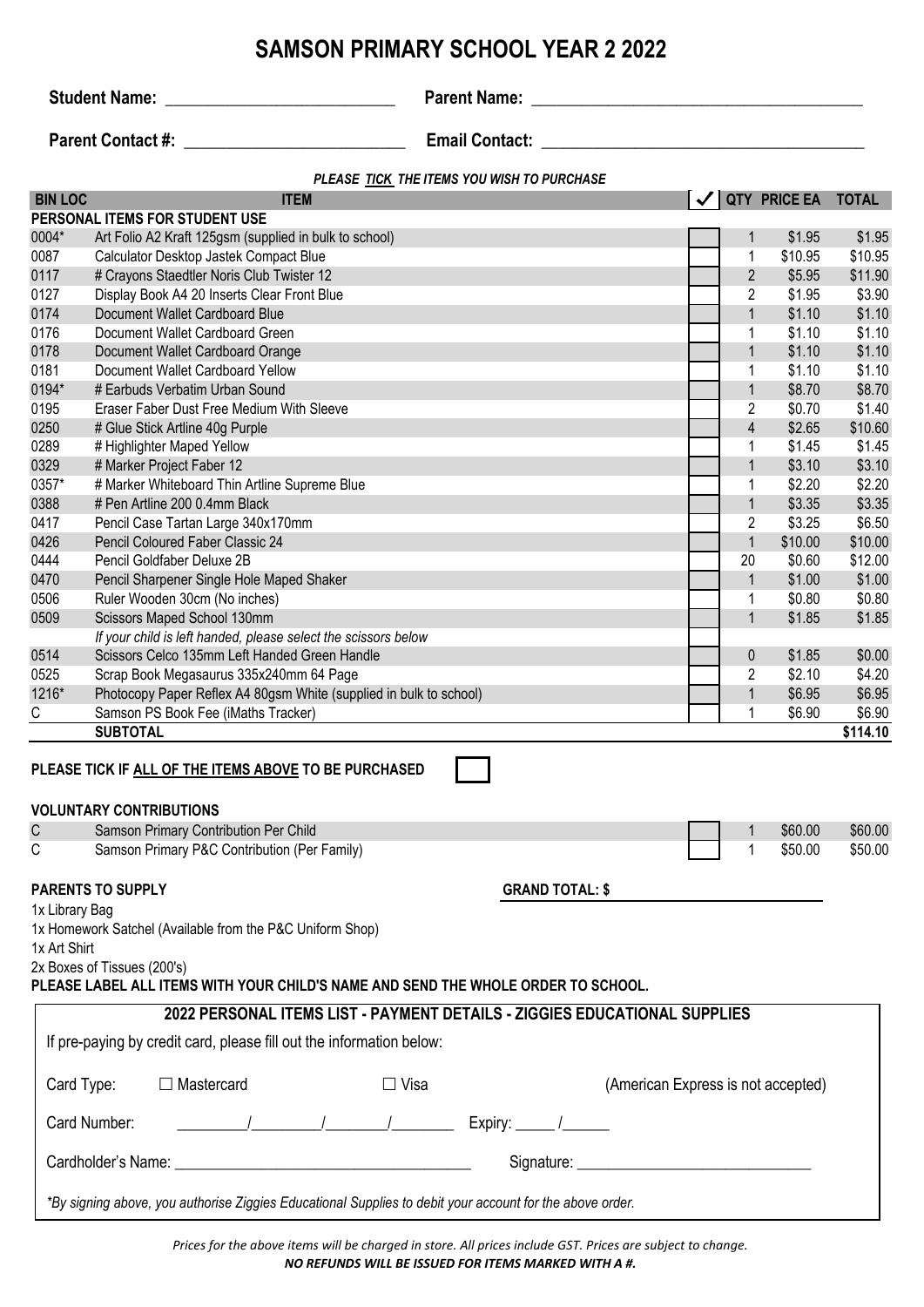# SAMSON PRIMARY SCHOOL YEAR 2 2022

**Student Name:** ___________________________ **Parent Name:** ______________________________________

**Parent Contact #:** __________________________ **Email Contact:** ____________________________________

***PLEASE TICK THE ITEMS YOU WISH TO PURCHASE***

| BIN LOC | ITEM | ✓ | QTY | PRICE EA | TOTAL |
|---|---|---|---|---|---|
| | **PERSONAL ITEMS FOR STUDENT USE** | | | | |
| 0004* | Art Folio A2 Kraft 125gsm (supplied in bulk to school) | | 1 | $1.95 | $1.95 |
| 0087 | Calculator Desktop Jastek Compact Blue | | 1 | $10.95 | $10.95 |
| 0117 | # Crayons Staedtler Noris Club Twister 12 | | 2 | $5.95 | $11.90 |
| 0127 | Display Book A4 20 Inserts Clear Front Blue | | 2 | $1.95 | $3.90 |
| 0174 | Document Wallet Cardboard Blue | | 1 | $1.10 | $1.10 |
| 0176 | Document Wallet Cardboard Green | | 1 | $1.10 | $1.10 |
| 0178 | Document Wallet Cardboard Orange | | 1 | $1.10 | $1.10 |
| 0181 | Document Wallet Cardboard Yellow | | 1 | $1.10 | $1.10 |
| 0194* | # Earbuds Verbatim Urban Sound | | 1 | $8.70 | $8.70 |
| 0195 | Eraser Faber Dust Free Medium With Sleeve | | 2 | $0.70 | $1.40 |
| 0250 | # Glue Stick Artline 40g Purple | | 4 | $2.65 | $10.60 |
| 0289 | # Highlighter Maped Yellow | | 1 | $1.45 | $1.45 |
| 0329 | # Marker Project Faber 12 | | 1 | $3.10 | $3.10 |
| 0357* | # Marker Whiteboard Thin Artline Supreme Blue | | 1 | $2.20 | $2.20 |
| 0388 | # Pen Artline 200 0.4mm Black | | 1 | $3.35 | $3.35 |
| 0417 | Pencil Case Tartan Large 340x170mm | | 2 | $3.25 | $6.50 |
| 0426 | Pencil Coloured Faber Classic 24 | | 1 | $10.00 | $10.00 |
| 0444 | Pencil Goldfaber Deluxe 2B | | 20 | $0.60 | $12.00 |
| 0470 | Pencil Sharpener Single Hole Maped Shaker | | 1 | $1.00 | $1.00 |
| 0506 | Ruler Wooden 30cm (No inches) | | 1 | $0.80 | $0.80 |
| 0509 | Scissors Maped School 130mm | | 1 | $1.85 | $1.85 |
| | *If your child is left handed, please select the scissors below* | | | | |
| 0514 | Scissors Celco 135mm Left Handed Green Handle | | 0 | $1.85 | $0.00 |
| 0525 | Scrap Book Megasaurus 335x240mm 64 Page | | 2 | $2.10 | $4.20 |
| 1216* | Photocopy Paper Reflex A4 80gsm White (supplied in bulk to school) | | 1 | $6.95 | $6.95 |
| C | Samson PS Book Fee (iMaths Tracker) | | 1 | $6.90 | $6.90 |
| | **SUBTOTAL** | | | | **$114.10** |

**PLEASE TICK IF ALL OF THE ITEMS ABOVE TO BE PURCHASED** ☐

**VOLUNTARY CONTRIBUTIONS**

| | | | | | |
|---|---|---|---|---|---|
| C | Samson Primary Contribution Per Child | | 1 | $60.00 | $60.00 |
| C | Samson Primary P&C Contribution (Per Family) | | 1 | $50.00 | $50.00 |

**GRAND TOTAL: $** ____________________

**PARENTS TO SUPPLY**

1x Library Bag
1x Homework Satchel (Available from the P&C Uniform Shop)
1x Art Shirt
2x Boxes of Tissues (200's)

**PLEASE LABEL ALL ITEMS WITH YOUR CHILD'S NAME AND SEND THE WHOLE ORDER TO SCHOOL.**

**2022 PERSONAL ITEMS LIST - PAYMENT DETAILS - ZIGGIES EDUCATIONAL SUPPLIES**

If pre-paying by credit card, please fill out the information below:

Card Type: ☐ Mastercard ☐ Visa (American Express is not accepted)

Card Number: ________/________/________/________ Expiry: _____ /______

Cardholder's Name: ____________________________________ Signature: ______________________________

*\*By signing above, you authorise Ziggies Educational Supplies to debit your account for the above order.*

*Prices for the above items will be charged in store. All prices include GST. Prices are subject to change.*

***NO REFUNDS WILL BE ISSUED FOR ITEMS MARKED WITH A #.***